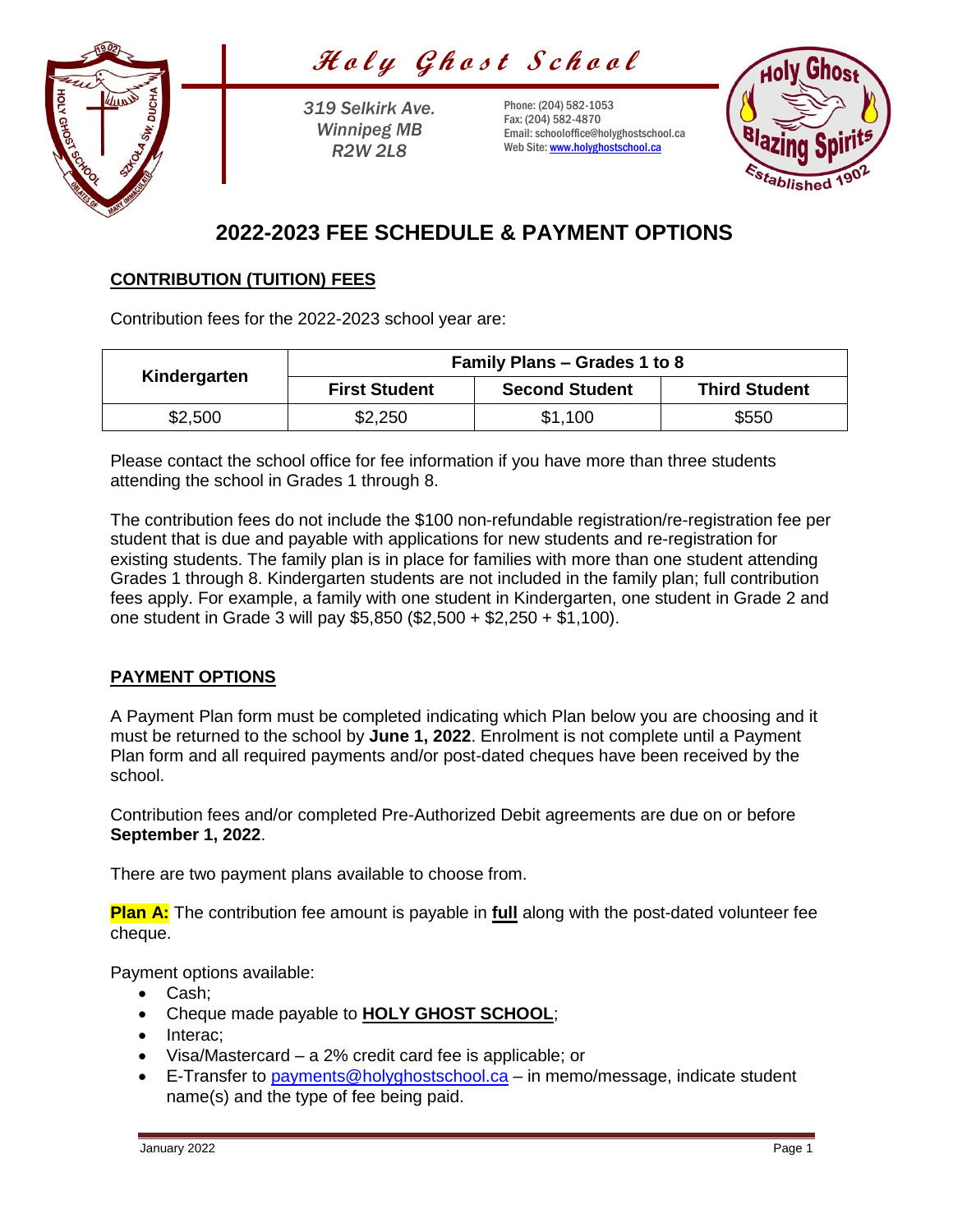# *Holy Ghost School*

*319 Selkirk Ave.*
*Winnipeg MB*
*R2W 2L8*

Phone: (204) 582-1053
Fax: (204) 582-4870
Email: schooloffice@holyghostschool.ca
Web Site: www.holyghostschool.ca

## 2022-2023 FEE SCHEDULE & PAYMENT OPTIONS

### CONTRIBUTION (TUITION) FEES

Contribution fees for the 2022-2023 school year are:

| Kindergarten | Family Plans – Grades 1 to 8 | | |
|---|---|---|---|
| | First Student | Second Student | Third Student |
| $2,500 | $2,250 | $1,100 | $550 |

Please contact the school office for fee information if you have more than three students attending the school in Grades 1 through 8.

The contribution fees do not include the $100 non-refundable registration/re-registration fee per student that is due and payable with applications for new students and re-registration for existing students. The family plan is in place for families with more than one student attending Grades 1 through 8. Kindergarten students are not included in the family plan; full contribution fees apply. For example, a family with one student in Kindergarten, one student in Grade 2 and one student in Grade 3 will pay $5,850 ($2,500 + $2,250 + $1,100).

### PAYMENT OPTIONS

A Payment Plan form must be completed indicating which Plan below you are choosing and it must be returned to the school by **June 1, 2022**. Enrolment is not complete until a Payment Plan form and all required payments and/or post-dated cheques have been received by the school.

Contribution fees and/or completed Pre-Authorized Debit agreements are due on or before **September 1, 2022**.

There are two payment plans available to choose from.

**Plan A:** The contribution fee amount is payable in **full** along with the post-dated volunteer fee cheque.

Payment options available:

- Cash;
- Cheque made payable to **HOLY GHOST SCHOOL**;
- Interac;
- Visa/Mastercard – a 2% credit card fee is applicable; or
- E-Transfer to payments@holyghostschool.ca – in memo/message, indicate student name(s) and the type of fee being paid.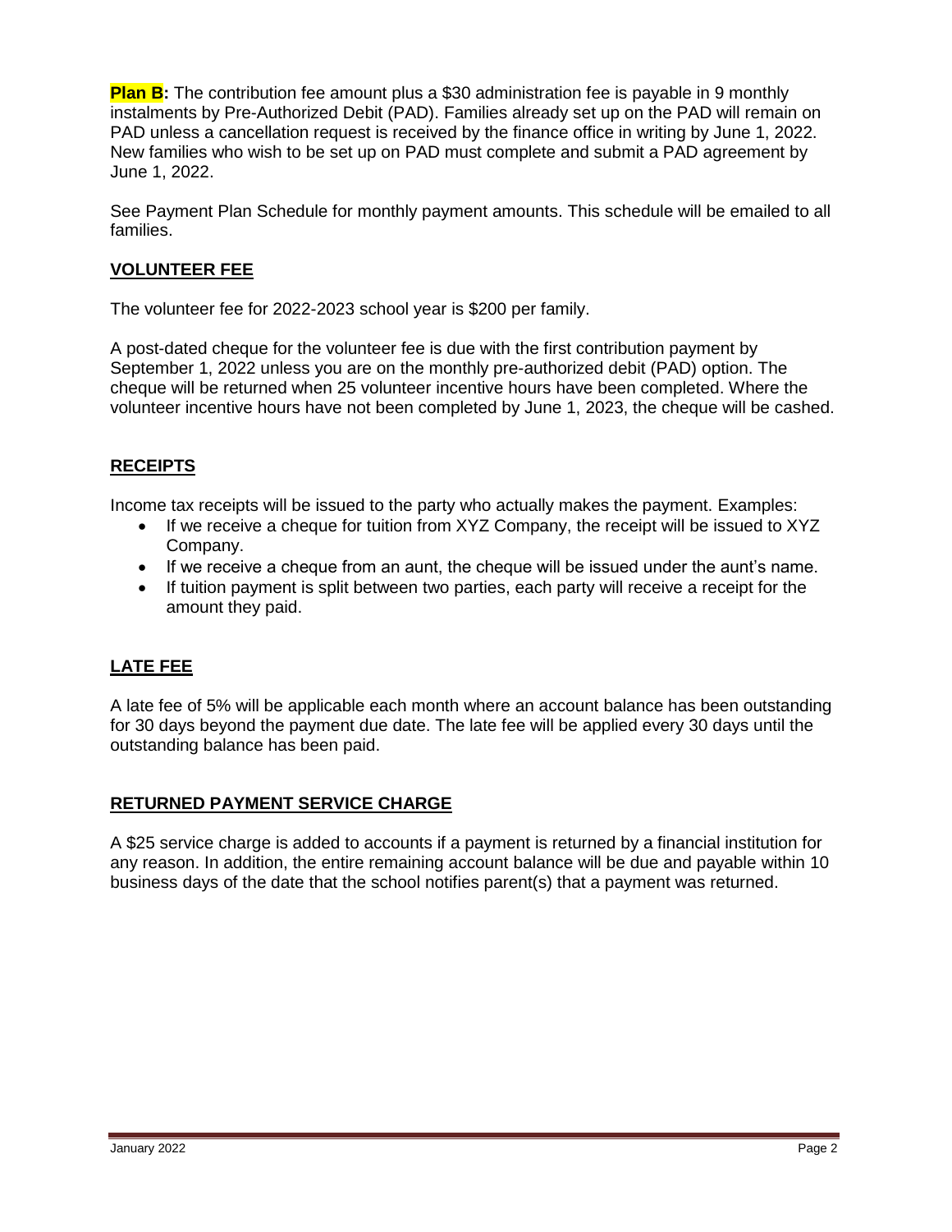**Plan B:** The contribution fee amount plus a $30 administration fee is payable in 9 monthly instalments by Pre-Authorized Debit (PAD). Families already set up on the PAD will remain on PAD unless a cancellation request is received by the finance office in writing by June 1, 2022. New families who wish to be set up on PAD must complete and submit a PAD agreement by June 1, 2022.

See Payment Plan Schedule for monthly payment amounts. This schedule will be emailed to all families.

## VOLUNTEER FEE

The volunteer fee for 2022-2023 school year is $200 per family.

A post-dated cheque for the volunteer fee is due with the first contribution payment by September 1, 2022 unless you are on the monthly pre-authorized debit (PAD) option. The cheque will be returned when 25 volunteer incentive hours have been completed. Where the volunteer incentive hours have not been completed by June 1, 2023, the cheque will be cashed.

## RECEIPTS

Income tax receipts will be issued to the party who actually makes the payment. Examples:

- If we receive a cheque for tuition from XYZ Company, the receipt will be issued to XYZ Company.
- If we receive a cheque from an aunt, the cheque will be issued under the aunt's name.
- If tuition payment is split between two parties, each party will receive a receipt for the amount they paid.

## LATE FEE

A late fee of 5% will be applicable each month where an account balance has been outstanding for 30 days beyond the payment due date. The late fee will be applied every 30 days until the outstanding balance has been paid.

## RETURNED PAYMENT SERVICE CHARGE

A $25 service charge is added to accounts if a payment is returned by a financial institution for any reason. In addition, the entire remaining account balance will be due and payable within 10 business days of the date that the school notifies parent(s) that a payment was returned.